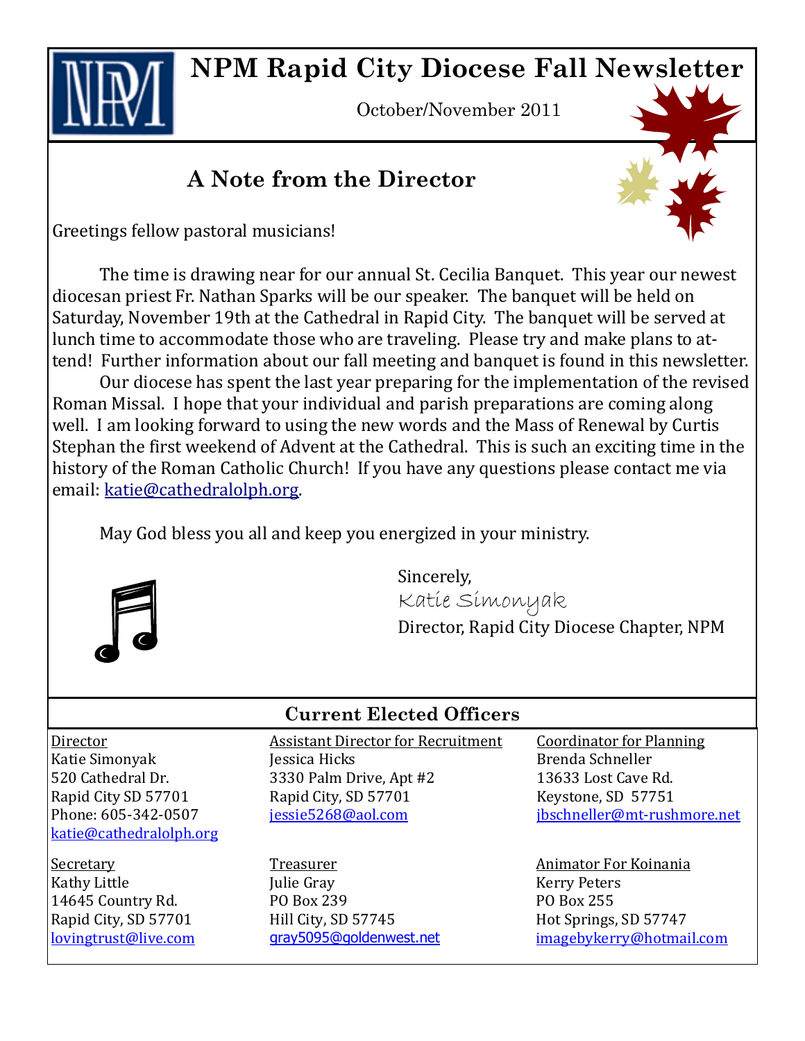# NPM Rapid City Diocese Fall Newsletter

October/November 2011

## A Note from the Director

Greetings fellow pastoral musicians!

The time is drawing near for our annual St. Cecilia Banquet. This year our newest diocesan priest Fr. Nathan Sparks will be our speaker. The banquet will be held on Saturday, November 19th at the Cathedral in Rapid City. The banquet will be served at lunch time to accommodate those who are traveling. Please try and make plans to attend! Further information about our fall meeting and banquet is found in this newsletter.

Our diocese has spent the last year preparing for the implementation of the revised Roman Missal. I hope that your individual and parish preparations are coming along well. I am looking forward to using the new words and the Mass of Renewal by Curtis Stephan the first weekend of Advent at the Cathedral. This is such an exciting time in the history of the Roman Catholic Church! If you have any questions please contact me via email: katie@cathedralolph.org.

May God bless you all and keep you energized in your ministry.

Sincerely,
Katie Simonyak
Director, Rapid City Diocese Chapter, NPM

## Current Elected Officers

Director
Katie Simonyak
520 Cathedral Dr.
Rapid City SD 57701
Phone: 605-342-0507
katie@cathedralolph.org

Assistant Director for Recruitment
Jessica Hicks
3330 Palm Drive, Apt #2
Rapid City, SD 57701
jessie5268@aol.com

Coordinator for Planning
Brenda Schneller
13633 Lost Cave Rd.
Keystone, SD 57751
jbschneller@mt-rushmore.net

Secretary
Kathy Little
14645 Country Rd.
Rapid City, SD 57701
lovingtrust@live.com

Treasurer
Julie Gray
PO Box 239
Hill City, SD 57745
gray5095@goldenwest.net

Animator For Koinania
Kerry Peters
PO Box 255
Hot Springs, SD 57747
imagebykerry@hotmail.com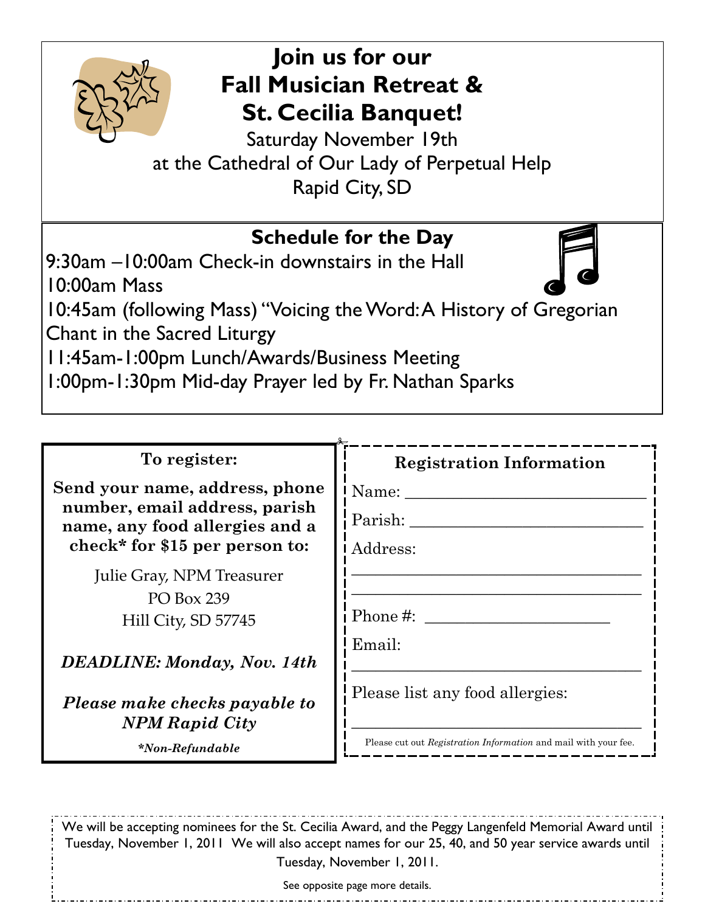# Join us for our Fall Musician Retreat & St. Cecilia Banquet!

Saturday November 19th
at the Cathedral of Our Lady of Perpetual Help
Rapid City, SD

## Schedule for the Day

9:30am –10:00am Check-in downstairs in the Hall
10:00am Mass
10:45am (following Mass) "Voicing the Word: A History of Gregorian Chant in the Sacred Liturgy
11:45am-1:00pm Lunch/Awards/Business Meeting
1:00pm-1:30pm Mid-day Prayer led by Fr. Nathan Sparks

### To register:

**Send your name, address, phone number, email address, parish name, any food allergies and a check* for $15 per person to:**

Julie Gray, NPM Treasurer
PO Box 239
Hill City, SD 57745

***DEADLINE: Monday, Nov. 14th***

***Please make checks payable to NPM Rapid City***

****Non-Refundable***

### Registration Information

Name: ______________________________

Parish: ______________________________

Address:

______________________________

______________________________

Phone #: ______________________

Email:

______________________________

Please list any food allergies:

______________________________

Please cut out *Registration Information* and mail with your fee.

We will be accepting nominees for the St. Cecilia Award, and the Peggy Langenfeld Memorial Award until Tuesday, November 1, 2011 We will also accept names for our 25, 40, and 50 year service awards until Tuesday, November 1, 2011.

See opposite page more details.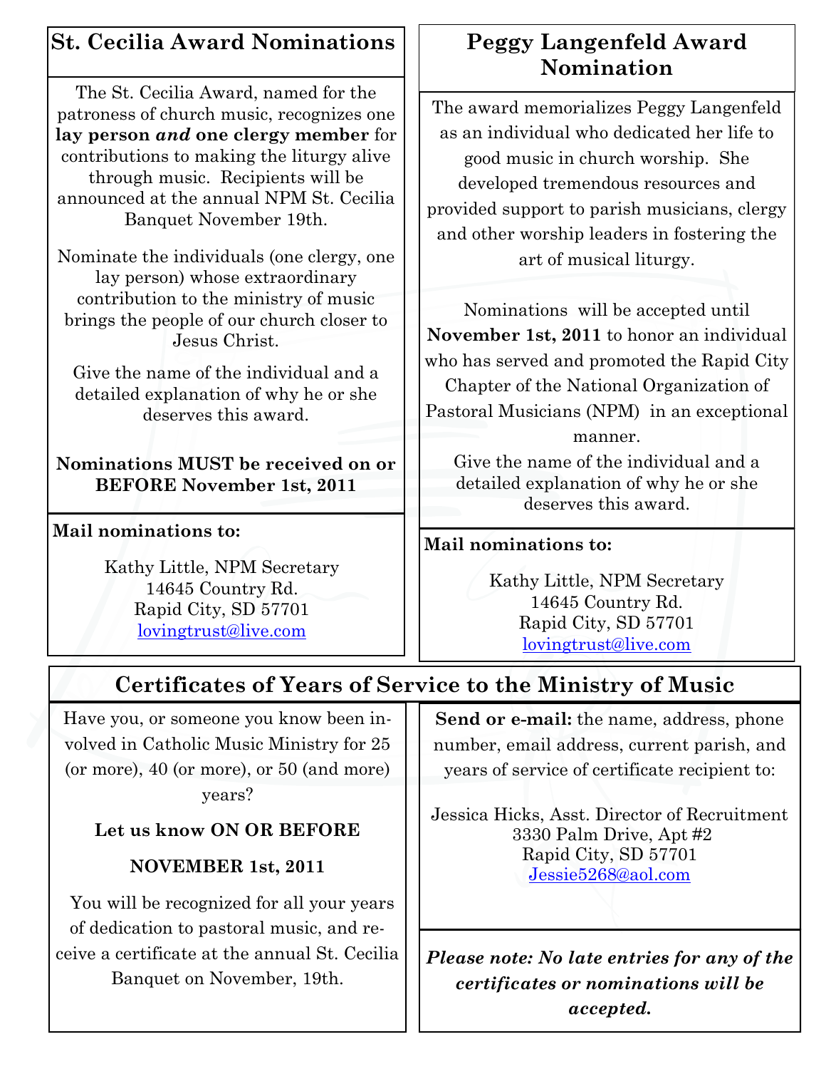## St. Cecilia Award Nominations

The St. Cecilia Award, named for the patroness of church music, recognizes one **lay person *and* one clergy member** for contributions to making the liturgy alive through music. Recipients will be announced at the annual NPM St. Cecilia Banquet November 19th.

Nominate the individuals (one clergy, one lay person) whose extraordinary contribution to the ministry of music brings the people of our church closer to Jesus Christ.

Give the name of the individual and a detailed explanation of why he or she deserves this award.

**Nominations MUST be received on or BEFORE November 1st, 2011**

**Mail nominations to:**

Kathy Little, NPM Secretary
14645 Country Rd.
Rapid City, SD 57701
lovingtrust@live.com

## Peggy Langenfeld Award Nomination

The award memorializes Peggy Langenfeld as an individual who dedicated her life to good music in church worship. She developed tremendous resources and provided support to parish musicians, clergy and other worship leaders in fostering the art of musical liturgy.

Nominations will be accepted until **November 1st, 2011** to honor an individual who has served and promoted the Rapid City Chapter of the National Organization of Pastoral Musicians (NPM) in an exceptional manner.

Give the name of the individual and a detailed explanation of why he or she deserves this award.

**Mail nominations to:**

Kathy Little, NPM Secretary
14645 Country Rd.
Rapid City, SD 57701
lovingtrust@live.com

## Certificates of Years of Service to the Ministry of Music

Have you, or someone you know been involved in Catholic Music Ministry for 25 (or more), 40 (or more), or 50 (and more) years?

**Let us know ON OR BEFORE**

**NOVEMBER 1st, 2011**

You will be recognized for all your years of dedication to pastoral music, and receive a certificate at the annual St. Cecilia Banquet on November, 19th.

**Send or e-mail:** the name, address, phone number, email address, current parish, and years of service of certificate recipient to:

Jessica Hicks, Asst. Director of Recruitment
3330 Palm Drive, Apt #2
Rapid City, SD 57701
Jessie5268@aol.com

***Please note: No late entries for any of the certificates or nominations will be accepted.***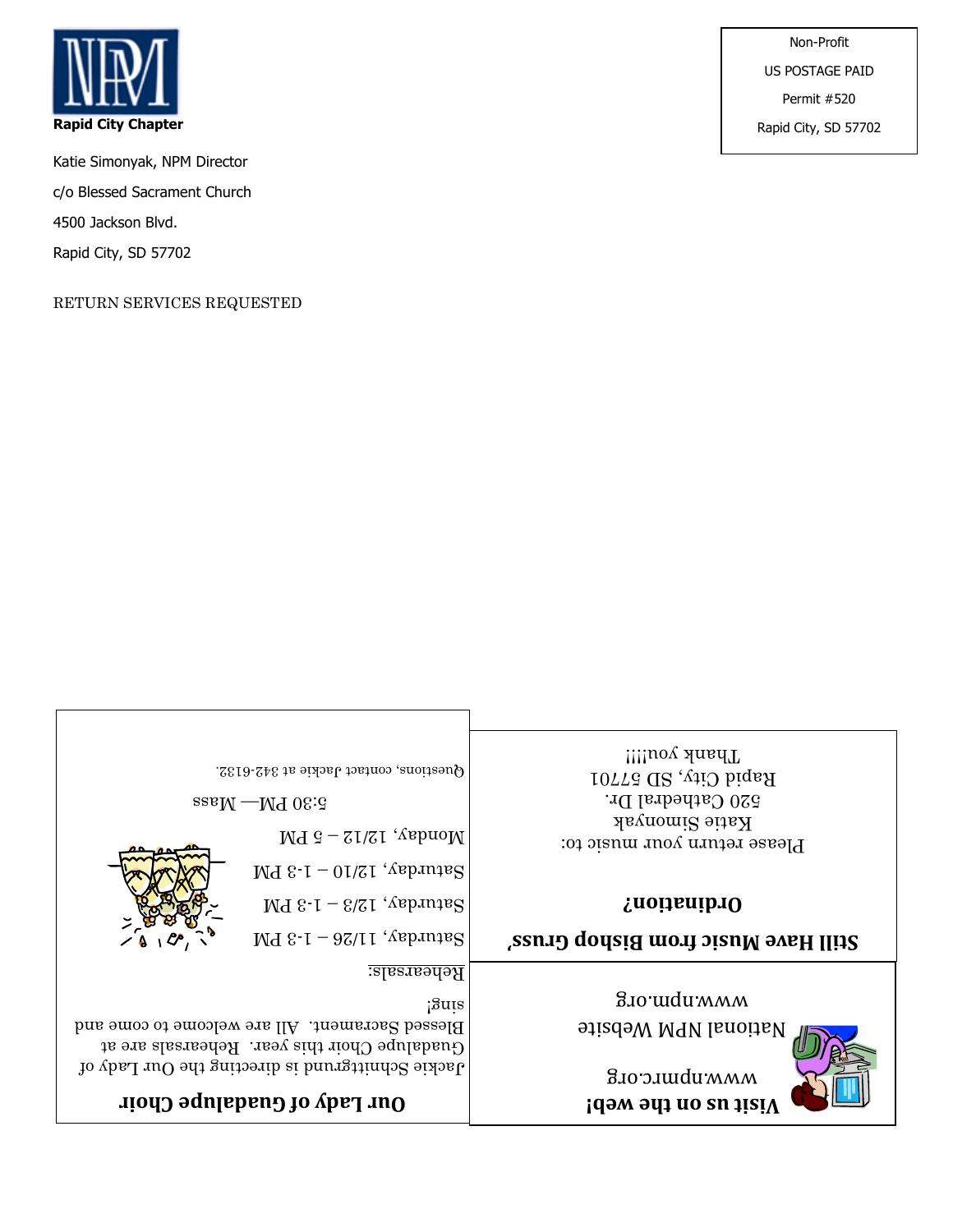**Rapid City Chapter**

Katie Simonyak, NPM Director

c/o Blessed Sacrament Church

4500 Jackson Blvd.

Rapid City, SD 57702

RETURN SERVICES REQUESTED

Non-Profit

US POSTAGE PAID

Permit #520

Rapid City, SD 57702

## Our Lady of Guadalupe Choir

Jackie Schnittgrund is directing the Our Lady of Guadalupe Choir this year. Rehearsals are at Blessed Sacrament. All are welcome to come and sing!

Rehearsals:

Saturday, 11/26 – 1-3 PM

Saturday, 12/3 – 1-3 PM

Saturday, 12/10 – 1-3 PM

Monday, 12/12 – 5 PM

5:30 PM— Mass

Questions, contact Jackie at 342-6132.

## Visit us on the web!

www.npmrc.org

National NPM Website

www.npm.org

## Still Have Music from Bishop Gruss' Ordination?

Please return your music to:

Katie Simonyak

520 Cathedral Dr.

Rapid City, SD 57701

Thank you!!!!